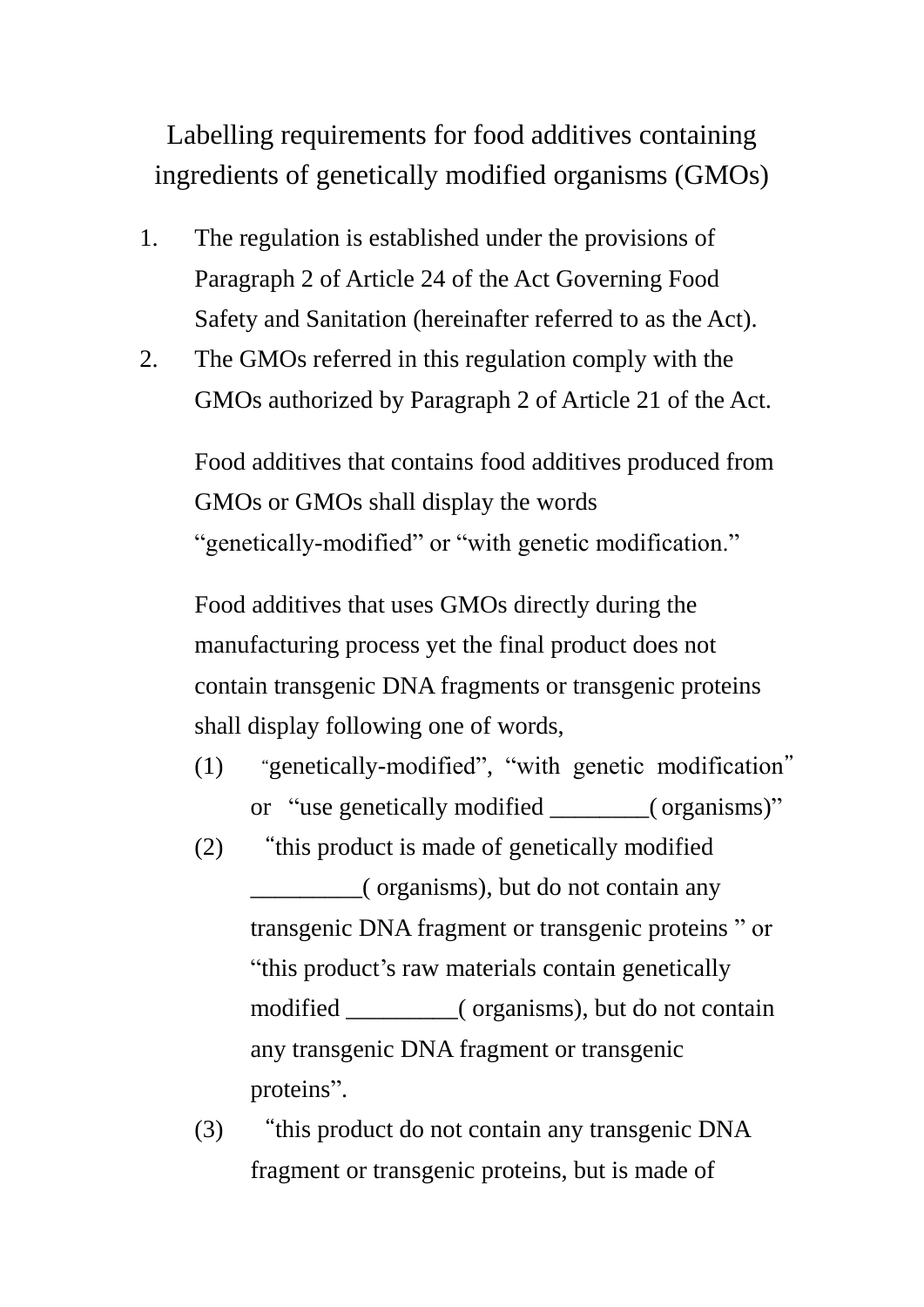# Labelling requirements for food additives containing ingredients of genetically modified organisms (GMOs)

1. The regulation is established under the provisions of Paragraph 2 of Article 24 of the Act Governing Food Safety and Sanitation (hereinafter referred to as the Act).
2. The GMOs referred in this regulation comply with the GMOs authorized by Paragraph 2 of Article 21 of the Act.

   Food additives that contains food additives produced from GMOs or GMOs shall display the words "genetically-modified" or "with genetic modification."

   Food additives that uses GMOs directly during the manufacturing process yet the final product does not contain transgenic DNA fragments or transgenic proteins shall display following one of words,

   (1) "genetically-modified", "with genetic modification" or "use genetically modified ________( organisms)"

   (2) "this product is made of genetically modified _________( organisms), but do not contain any transgenic DNA fragment or transgenic proteins " or "this product's raw materials contain genetically modified _________( organisms), but do not contain any transgenic DNA fragment or transgenic proteins".

   (3) "this product do not contain any transgenic DNA fragment or transgenic proteins, but is made of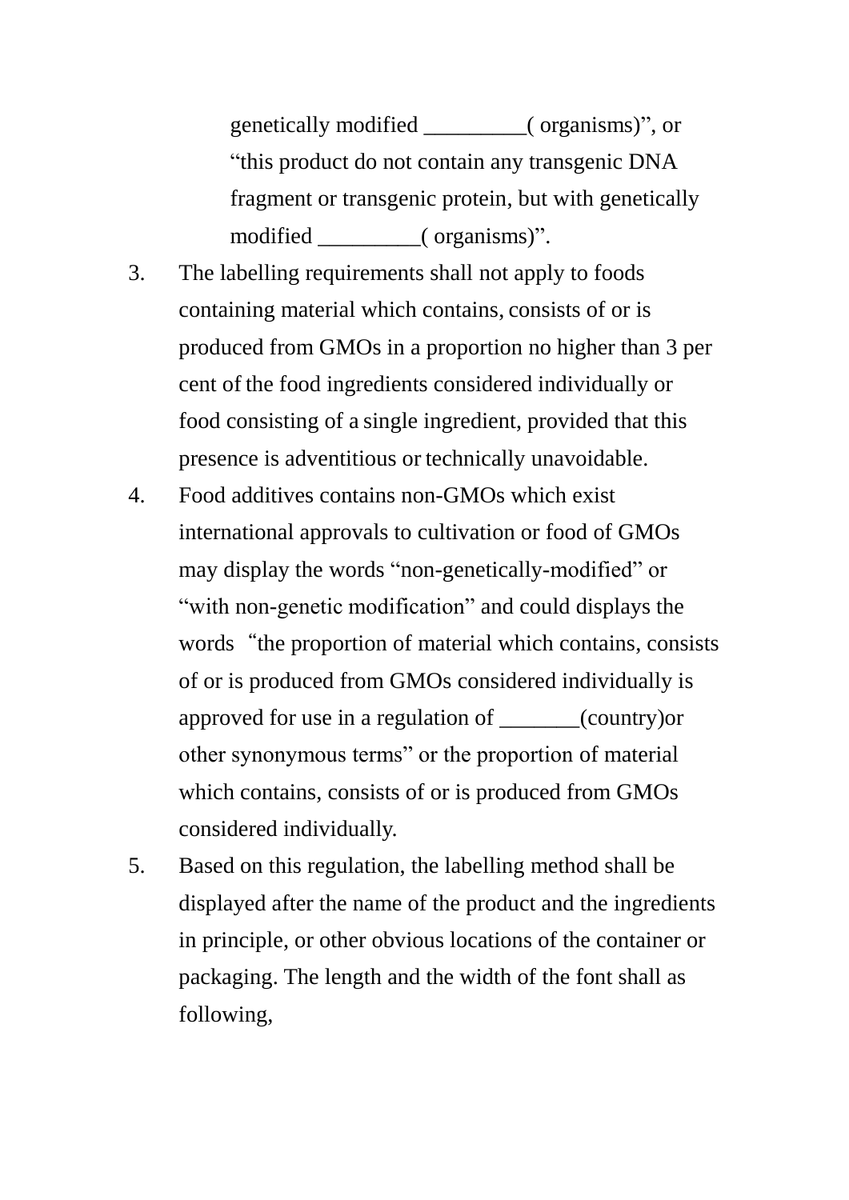genetically modified _________( organisms)", or "this product do not contain any transgenic DNA fragment or transgenic protein, but with genetically modified _________( organisms)".

3. The labelling requirements shall not apply to foods containing material which contains, consists of or is produced from GMOs in a proportion no higher than 3 per cent of the food ingredients considered individually or food consisting of a single ingredient, provided that this presence is adventitious or technically unavoidable.
4. Food additives contains non-GMOs which exist international approvals to cultivation or food of GMOs may display the words "non-genetically-modified" or "with non-genetic modification" and could displays the words "the proportion of material which contains, consists of or is produced from GMOs considered individually is approved for use in a regulation of _______(country)or other synonymous terms" or the proportion of material which contains, consists of or is produced from GMOs considered individually.
5. Based on this regulation, the labelling method shall be displayed after the name of the product and the ingredients in principle, or other obvious locations of the container or packaging. The length and the width of the font shall as following,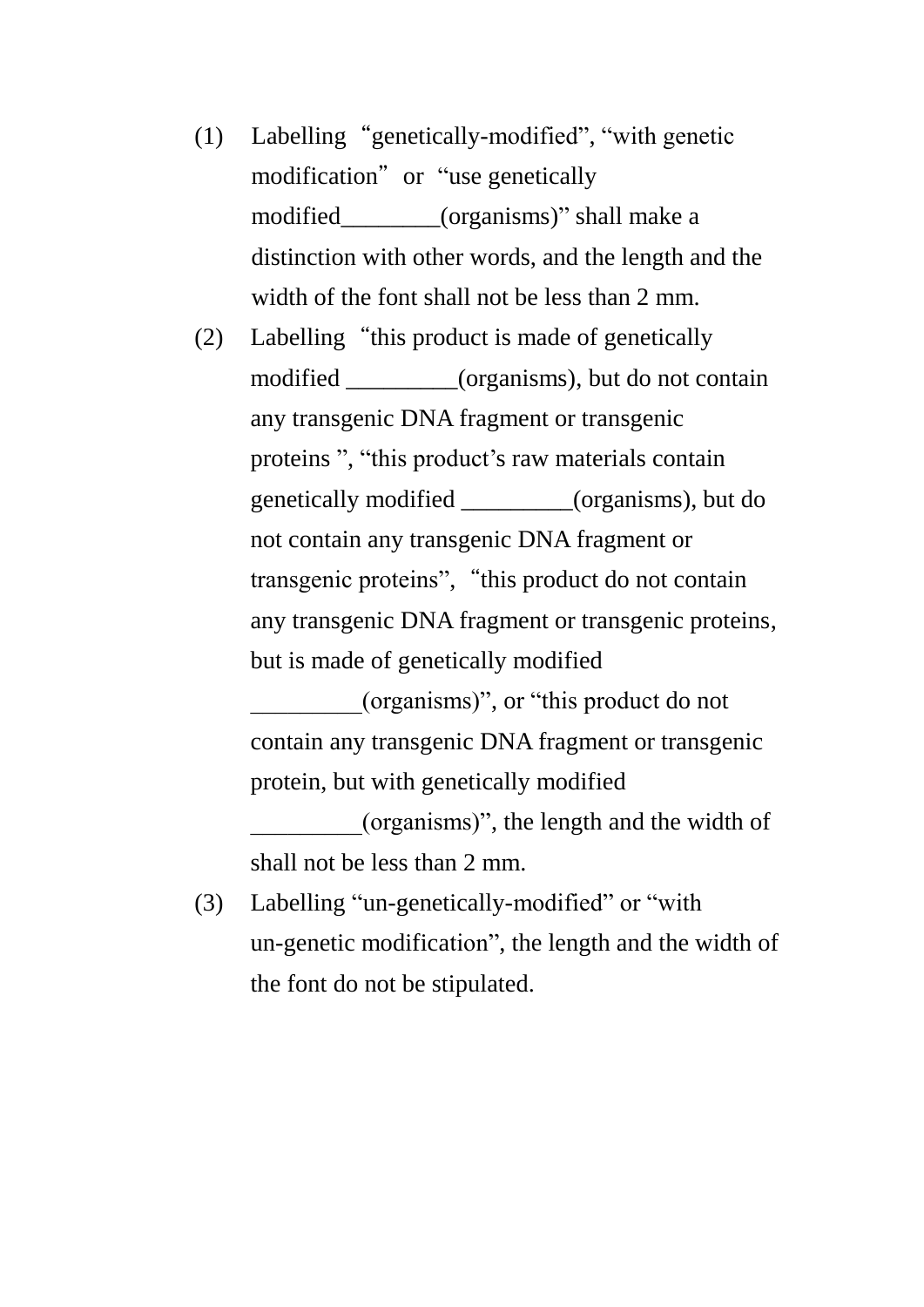(1) Labelling “genetically-modified”, “with genetic modification” or “use genetically modified________(organisms)” shall make a distinction with other words, and the length and the width of the font shall not be less than 2 mm.
(2) Labelling “this product is made of genetically modified _________(organisms), but do not contain any transgenic DNA fragment or transgenic proteins ”, “this product’s raw materials contain genetically modified _________(organisms), but do not contain any transgenic DNA fragment or transgenic proteins”, “this product do not contain any transgenic DNA fragment or transgenic proteins, but is made of genetically modified _________(organisms)”, or “this product do not contain any transgenic DNA fragment or transgenic protein, but with genetically modified _________(organisms)”, the length and the width of shall not be less than 2 mm.
(3) Labelling “un-genetically-modified” or “with un-genetic modification”, the length and the width of the font do not be stipulated.